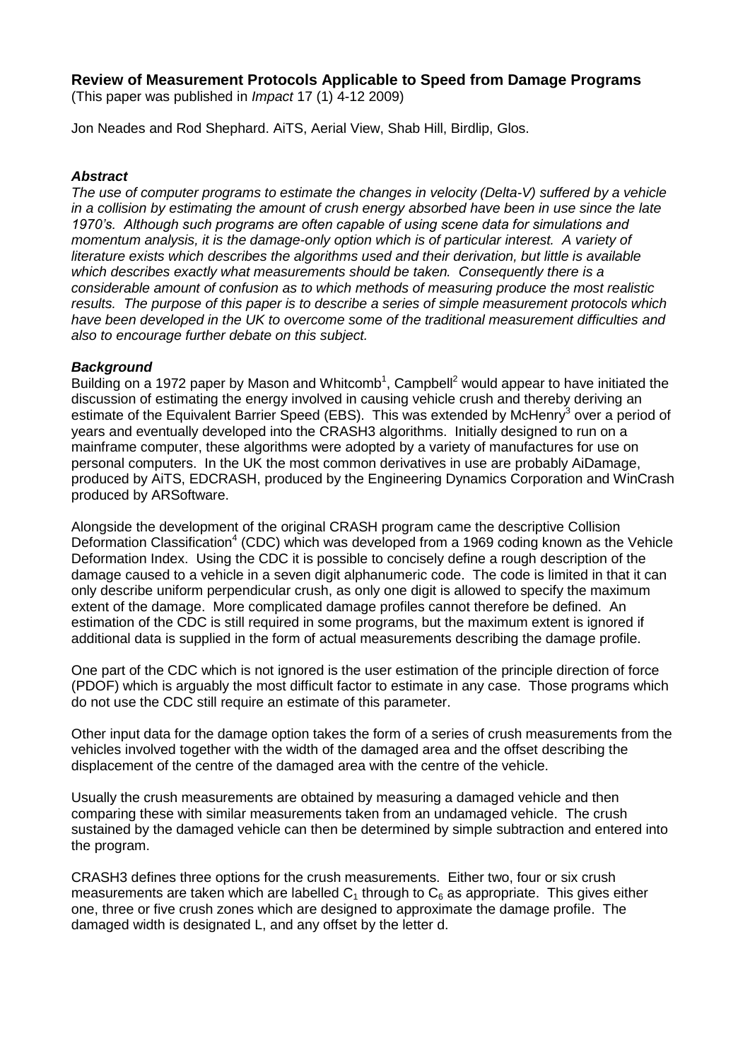# Review of Measurement Protocols Applicable to Speed from Damage Programs

(This paper was published in *Impact* 17 (1) 4-12 2009)

Jon Neades and Rod Shephard. AiTS, Aerial View, Shab Hill, Birdlip, Glos.

### *Abstract*

*The use of computer programs to estimate the changes in velocity (Delta-V) suffered by a vehicle in a collision by estimating the amount of crush energy absorbed have been in use since the late 1970's. Although such programs are often capable of using scene data for simulations and momentum analysis, it is the damage-only option which is of particular interest. A variety of literature exists which describes the algorithms used and their derivation, but little is available which describes exactly what measurements should be taken. Consequently there is a considerable amount of confusion as to which methods of measuring produce the most realistic results. The purpose of this paper is to describe a series of simple measurement protocols which have been developed in the UK to overcome some of the traditional measurement difficulties and also to encourage further debate on this subject.*

### *Background*

Building on a 1972 paper by Mason and Whitcomb[1], Campbell[2] would appear to have initiated the discussion of estimating the energy involved in causing vehicle crush and thereby deriving an estimate of the Equivalent Barrier Speed (EBS). This was extended by McHenry[3] over a period of years and eventually developed into the CRASH3 algorithms. Initially designed to run on a mainframe computer, these algorithms were adopted by a variety of manufactures for use on personal computers. In the UK the most common derivatives in use are probably AiDamage, produced by AiTS, EDCRASH, produced by the Engineering Dynamics Corporation and WinCrash produced by ARSoftware.

Alongside the development of the original CRASH program came the descriptive Collision Deformation Classification[4] (CDC) which was developed from a 1969 coding known as the Vehicle Deformation Index. Using the CDC it is possible to concisely define a rough description of the damage caused to a vehicle in a seven digit alphanumeric code. The code is limited in that it can only describe uniform perpendicular crush, as only one digit is allowed to specify the maximum extent of the damage. More complicated damage profiles cannot therefore be defined. An estimation of the CDC is still required in some programs, but the maximum extent is ignored if additional data is supplied in the form of actual measurements describing the damage profile.

One part of the CDC which is not ignored is the user estimation of the principle direction of force (PDOF) which is arguably the most difficult factor to estimate in any case. Those programs which do not use the CDC still require an estimate of this parameter.

Other input data for the damage option takes the form of a series of crush measurements from the vehicles involved together with the width of the damaged area and the offset describing the displacement of the centre of the damaged area with the centre of the vehicle.

Usually the crush measurements are obtained by measuring a damaged vehicle and then comparing these with similar measurements taken from an undamaged vehicle. The crush sustained by the damaged vehicle can then be determined by simple subtraction and entered into the program.

CRASH3 defines three options for the crush measurements. Either two, four or six crush measurements are taken which are labelled $C_1$ through to $C_6$ as appropriate. This gives either one, three or five crush zones which are designed to approximate the damage profile. The damaged width is designated L, and any offset by the letter d.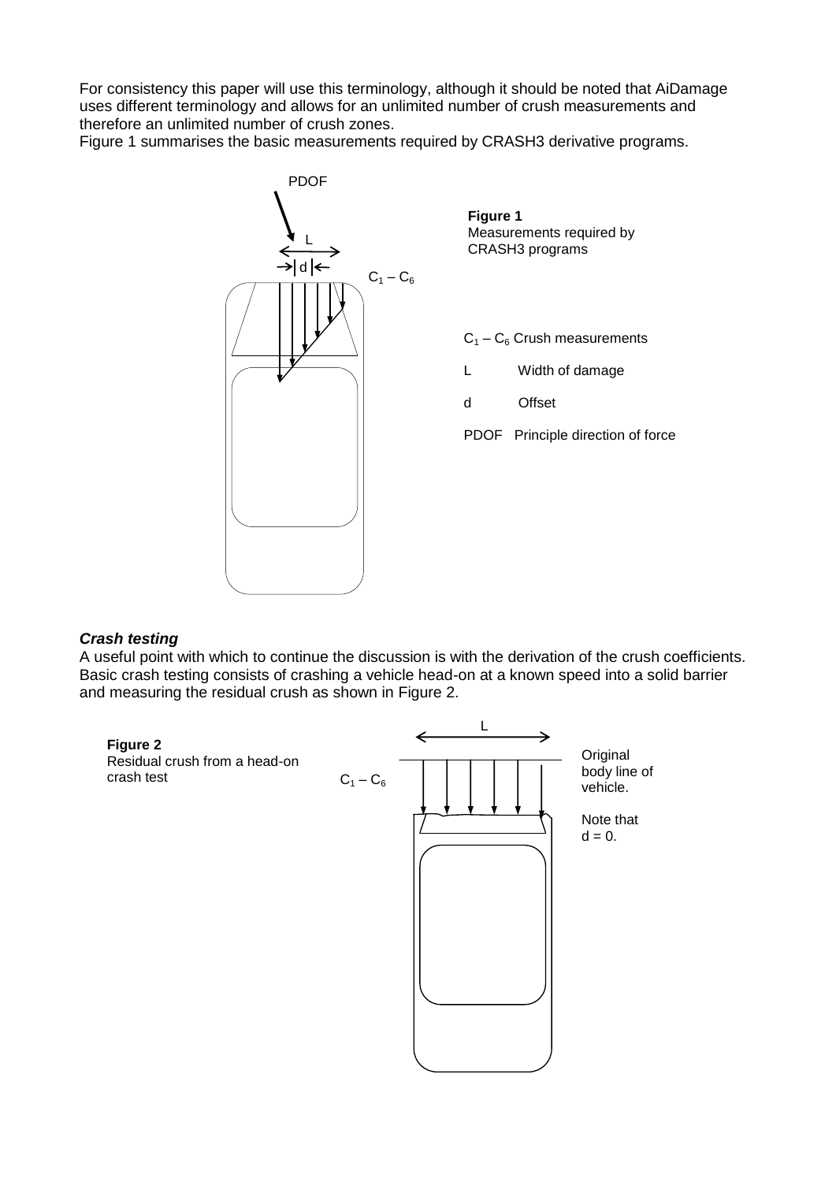For consistency this paper will use this terminology, although it should be noted that AiDamage uses different terminology and allows for an unlimited number of crush measurements and therefore an unlimited number of crush zones.

Figure 1 summarises the basic measurements required by CRASH3 derivative programs.

**Figure 1**
Measurements required by CRASH3 programs

$C_1 - C_6$ Crush measurements

L Width of damage

d Offset

PDOF Principle direction of force

### *Crash testing*

A useful point with which to continue the discussion is with the derivation of the crush coefficients. Basic crash testing consists of crashing a vehicle head-on at a known speed into a solid barrier and measuring the residual crush as shown in Figure 2.

**Figure 2**
Residual crush from a head-on crash test

Original body line of vehicle.

Note that $d = 0$.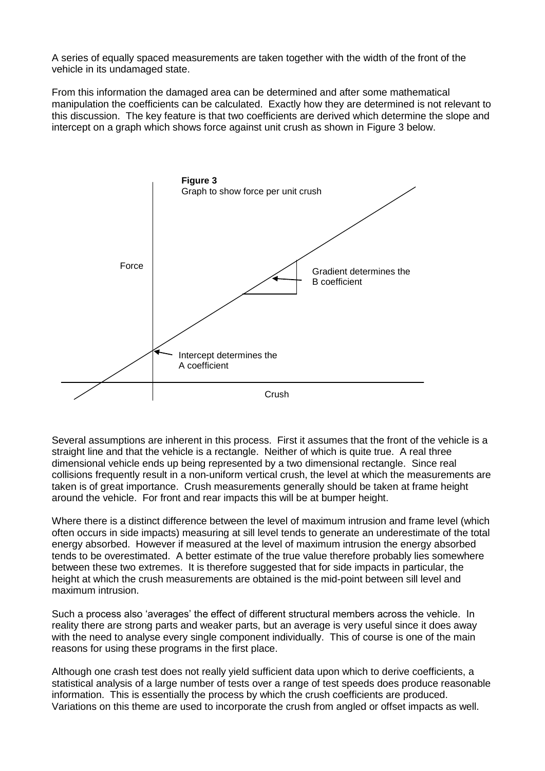A series of equally spaced measurements are taken together with the width of the front of the vehicle in its undamaged state.

From this information the damaged area can be determined and after some mathematical manipulation the coefficients can be calculated. Exactly how they are determined is not relevant to this discussion. The key feature is that two coefficients are derived which determine the slope and intercept on a graph which shows force against unit crush as shown in Figure 3 below.

**Figure 3**
Graph to show force per unit crush

Force

Gradient determines the B coefficient

Intercept determines the A coefficient

Crush

Several assumptions are inherent in this process. First it assumes that the front of the vehicle is a straight line and that the vehicle is a rectangle. Neither of which is quite true. A real three dimensional vehicle ends up being represented by a two dimensional rectangle. Since real collisions frequently result in a non-uniform vertical crush, the level at which the measurements are taken is of great importance. Crush measurements generally should be taken at frame height around the vehicle. For front and rear impacts this will be at bumper height.

Where there is a distinct difference between the level of maximum intrusion and frame level (which often occurs in side impacts) measuring at sill level tends to generate an underestimate of the total energy absorbed. However if measured at the level of maximum intrusion the energy absorbed tends to be overestimated. A better estimate of the true value therefore probably lies somewhere between these two extremes. It is therefore suggested that for side impacts in particular, the height at which the crush measurements are obtained is the mid-point between sill level and maximum intrusion.

Such a process also 'averages' the effect of different structural members across the vehicle. In reality there are strong parts and weaker parts, but an average is very useful since it does away with the need to analyse every single component individually. This of course is one of the main reasons for using these programs in the first place.

Although one crash test does not really yield sufficient data upon which to derive coefficients, a statistical analysis of a large number of tests over a range of test speeds does produce reasonable information. This is essentially the process by which the crush coefficients are produced. Variations on this theme are used to incorporate the crush from angled or offset impacts as well.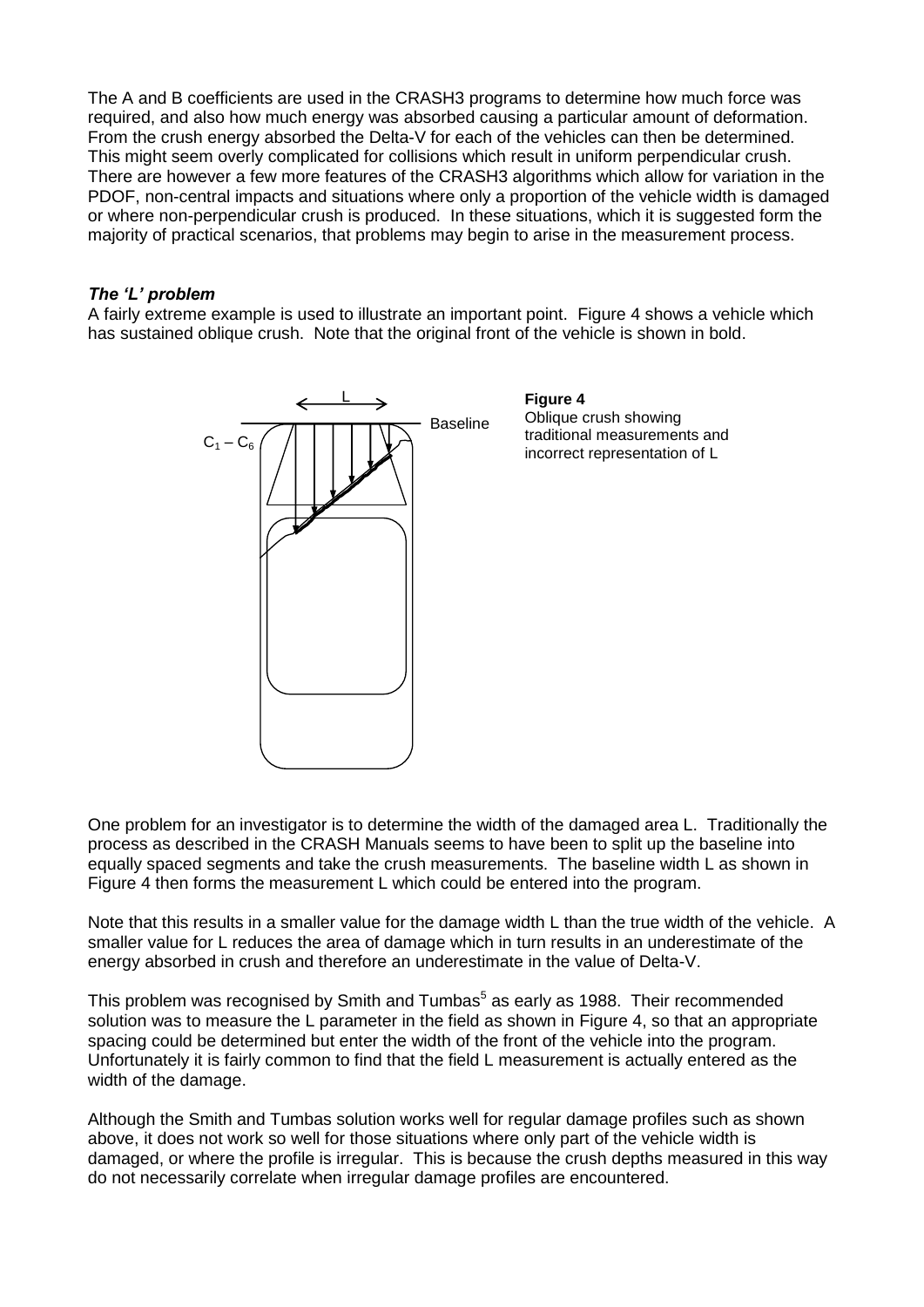The A and B coefficients are used in the CRASH3 programs to determine how much force was required, and also how much energy was absorbed causing a particular amount of deformation. From the crush energy absorbed the Delta-V for each of the vehicles can then be determined. This might seem overly complicated for collisions which result in uniform perpendicular crush. There are however a few more features of the CRASH3 algorithms which allow for variation in the PDOF, non-central impacts and situations where only a proportion of the vehicle width is damaged or where non-perpendicular crush is produced. In these situations, which it is suggested form the majority of practical scenarios, that problems may begin to arise in the measurement process.

### *The 'L' problem*

A fairly extreme example is used to illustrate an important point. Figure 4 shows a vehicle which has sustained oblique crush. Note that the original front of the vehicle is shown in bold.

**Figure 4**
Oblique crush showing traditional measurements and incorrect representation of L

One problem for an investigator is to determine the width of the damaged area L. Traditionally the process as described in the CRASH Manuals seems to have been to split up the baseline into equally spaced segments and take the crush measurements. The baseline width L as shown in Figure 4 then forms the measurement L which could be entered into the program.

Note that this results in a smaller value for the damage width L than the true width of the vehicle. A smaller value for L reduces the area of damage which in turn results in an underestimate of the energy absorbed in crush and therefore an underestimate in the value of Delta-V.

This problem was recognised by Smith and Tumbas[5] as early as 1988. Their recommended solution was to measure the L parameter in the field as shown in Figure 4, so that an appropriate spacing could be determined but enter the width of the front of the vehicle into the program. Unfortunately it is fairly common to find that the field L measurement is actually entered as the width of the damage.

Although the Smith and Tumbas solution works well for regular damage profiles such as shown above, it does not work so well for those situations where only part of the vehicle width is damaged, or where the profile is irregular. This is because the crush depths measured in this way do not necessarily correlate when irregular damage profiles are encountered.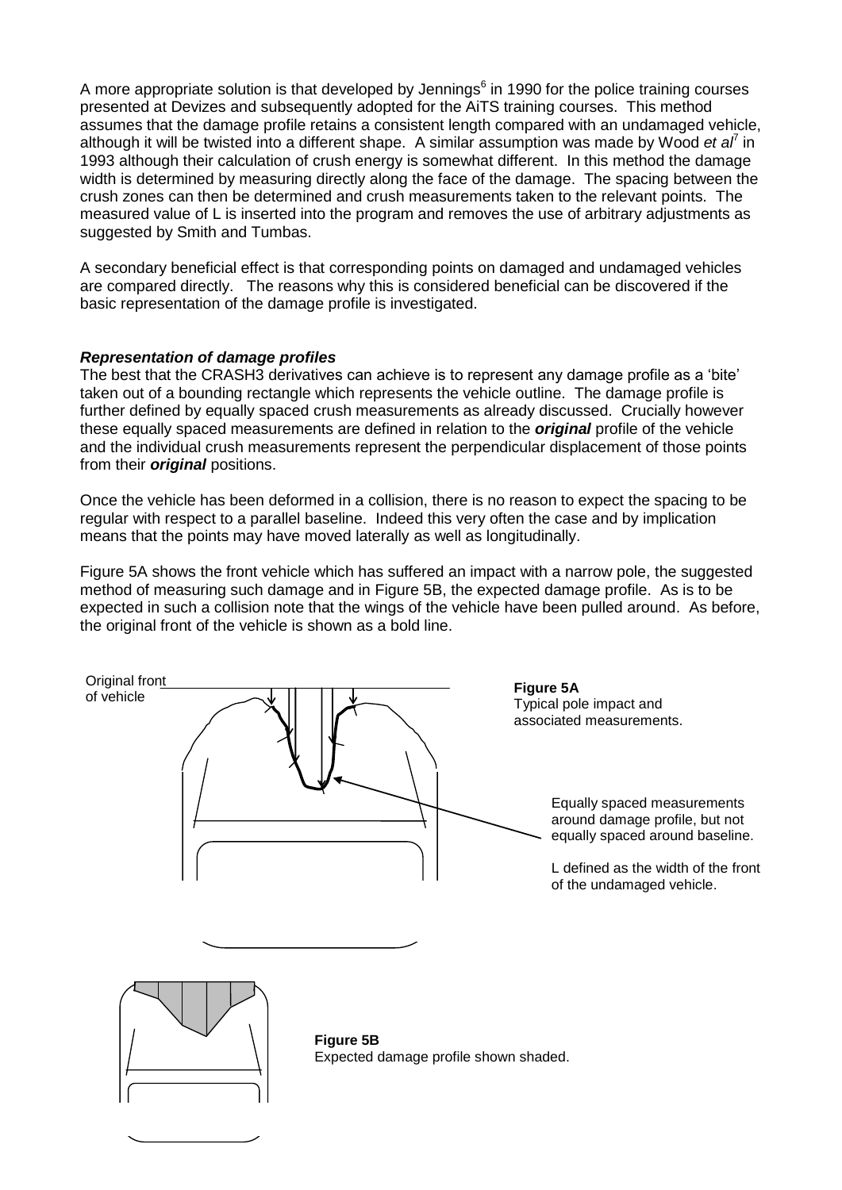A more appropriate solution is that developed by Jennings[6] in 1990 for the police training courses presented at Devizes and subsequently adopted for the AiTS training courses. This method assumes that the damage profile retains a consistent length compared with an undamaged vehicle, although it will be twisted into a different shape. A similar assumption was made by Wood *et al*[7] in 1993 although their calculation of crush energy is somewhat different. In this method the damage width is determined by measuring directly along the face of the damage. The spacing between the crush zones can then be determined and crush measurements taken to the relevant points. The measured value of L is inserted into the program and removes the use of arbitrary adjustments as suggested by Smith and Tumbas.

A secondary beneficial effect is that corresponding points on damaged and undamaged vehicles are compared directly. The reasons why this is considered beneficial can be discovered if the basic representation of the damage profile is investigated.

### *Representation of damage profiles*

The best that the CRASH3 derivatives can achieve is to represent any damage profile as a 'bite' taken out of a bounding rectangle which represents the vehicle outline. The damage profile is further defined by equally spaced crush measurements as already discussed. Crucially however these equally spaced measurements are defined in relation to the ***original*** profile of the vehicle and the individual crush measurements represent the perpendicular displacement of those points from their ***original*** positions.

Once the vehicle has been deformed in a collision, there is no reason to expect the spacing to be regular with respect to a parallel baseline. Indeed this very often the case and by implication means that the points may have moved laterally as well as longitudinally.

Figure 5A shows the front vehicle which has suffered an impact with a narrow pole, the suggested method of measuring such damage and in Figure 5B, the expected damage profile. As is to be expected in such a collision note that the wings of the vehicle have been pulled around. As before, the original front of the vehicle is shown as a bold line.

Original front of vehicle

Equally spaced measurements around damage profile, but not equally spaced around baseline.

L defined as the width of the front of the undamaged vehicle.

**Figure 5A**
Typical pole impact and associated measurements.

**Figure 5B**
Expected damage profile shown shaded.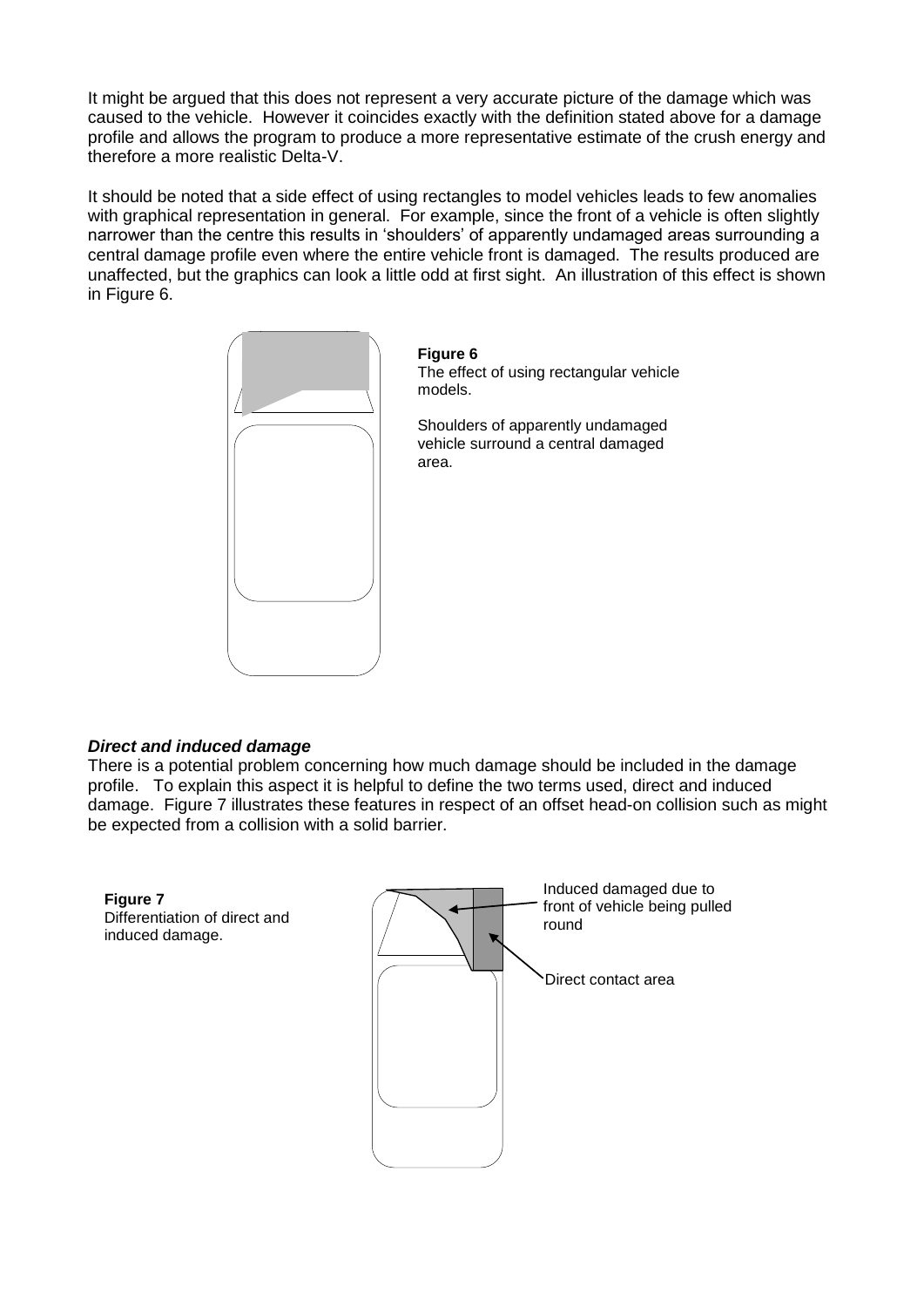It might be argued that this does not represent a very accurate picture of the damage which was caused to the vehicle. However it coincides exactly with the definition stated above for a damage profile and allows the program to produce a more representative estimate of the crush energy and therefore a more realistic Delta-V.

It should be noted that a side effect of using rectangles to model vehicles leads to few anomalies with graphical representation in general. For example, since the front of a vehicle is often slightly narrower than the centre this results in 'shoulders' of apparently undamaged areas surrounding a central damage profile even where the entire vehicle front is damaged. The results produced are unaffected, but the graphics can look a little odd at first sight. An illustration of this effect is shown in Figure 6.

**Figure 6**
The effect of using rectangular vehicle models.

Shoulders of apparently undamaged vehicle surround a central damaged area.

***Direct and induced damage***

There is a potential problem concerning how much damage should be included in the damage profile. To explain this aspect it is helpful to define the two terms used, direct and induced damage. Figure 7 illustrates these features in respect of an offset head-on collision such as might be expected from a collision with a solid barrier.

**Figure 7**
Differentiation of direct and induced damage.

Induced damaged due to front of vehicle being pulled round

Direct contact area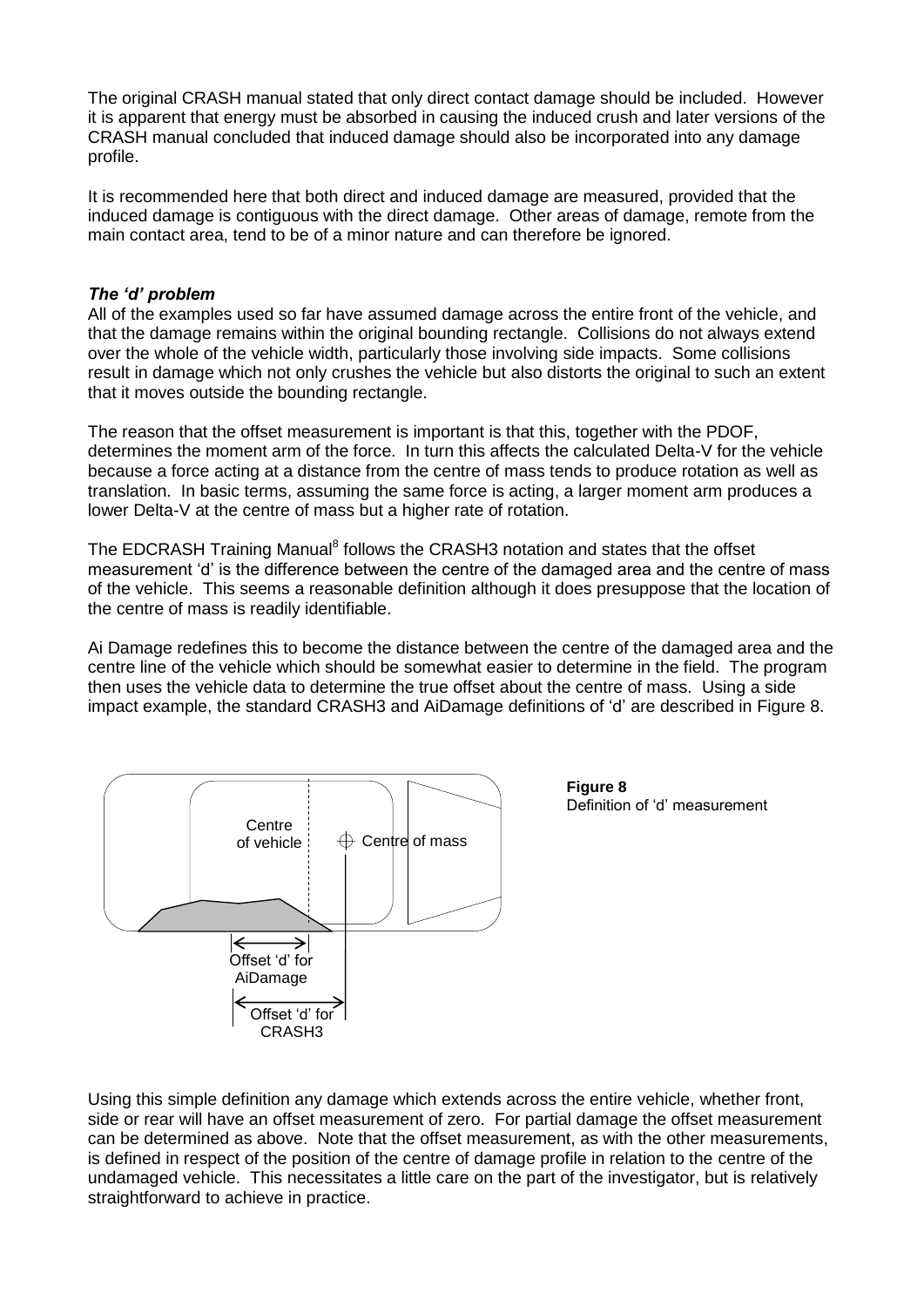The original CRASH manual stated that only direct contact damage should be included. However it is apparent that energy must be absorbed in causing the induced crush and later versions of the CRASH manual concluded that induced damage should also be incorporated into any damage profile.

It is recommended here that both direct and induced damage are measured, provided that the induced damage is contiguous with the direct damage. Other areas of damage, remote from the main contact area, tend to be of a minor nature and can therefore be ignored.

### *The 'd' problem*

All of the examples used so far have assumed damage across the entire front of the vehicle, and that the damage remains within the original bounding rectangle. Collisions do not always extend over the whole of the vehicle width, particularly those involving side impacts. Some collisions result in damage which not only crushes the vehicle but also distorts the original to such an extent that it moves outside the bounding rectangle.

The reason that the offset measurement is important is that this, together with the PDOF, determines the moment arm of the force. In turn this affects the calculated Delta-V for the vehicle because a force acting at a distance from the centre of mass tends to produce rotation as well as translation. In basic terms, assuming the same force is acting, a larger moment arm produces a lower Delta-V at the centre of mass but a higher rate of rotation.

The EDCRASH Training Manual[8] follows the CRASH3 notation and states that the offset measurement 'd' is the difference between the centre of the damaged area and the centre of mass of the vehicle. This seems a reasonable definition although it does presuppose that the location of the centre of mass is readily identifiable.

Ai Damage redefines this to become the distance between the centre of the damaged area and the centre line of the vehicle which should be somewhat easier to determine in the field. The program then uses the vehicle data to determine the true offset about the centre of mass. Using a side impact example, the standard CRASH3 and AiDamage definitions of 'd' are described in Figure 8.

Centre of vehicle

Centre of mass

Offset 'd' for AiDamage

Offset 'd' for CRASH3

**Figure 8**
Definition of 'd' measurement

Using this simple definition any damage which extends across the entire vehicle, whether front, side or rear will have an offset measurement of zero. For partial damage the offset measurement can be determined as above. Note that the offset measurement, as with the other measurements, is defined in respect of the position of the centre of damage profile in relation to the centre of the undamaged vehicle. This necessitates a little care on the part of the investigator, but is relatively straightforward to achieve in practice.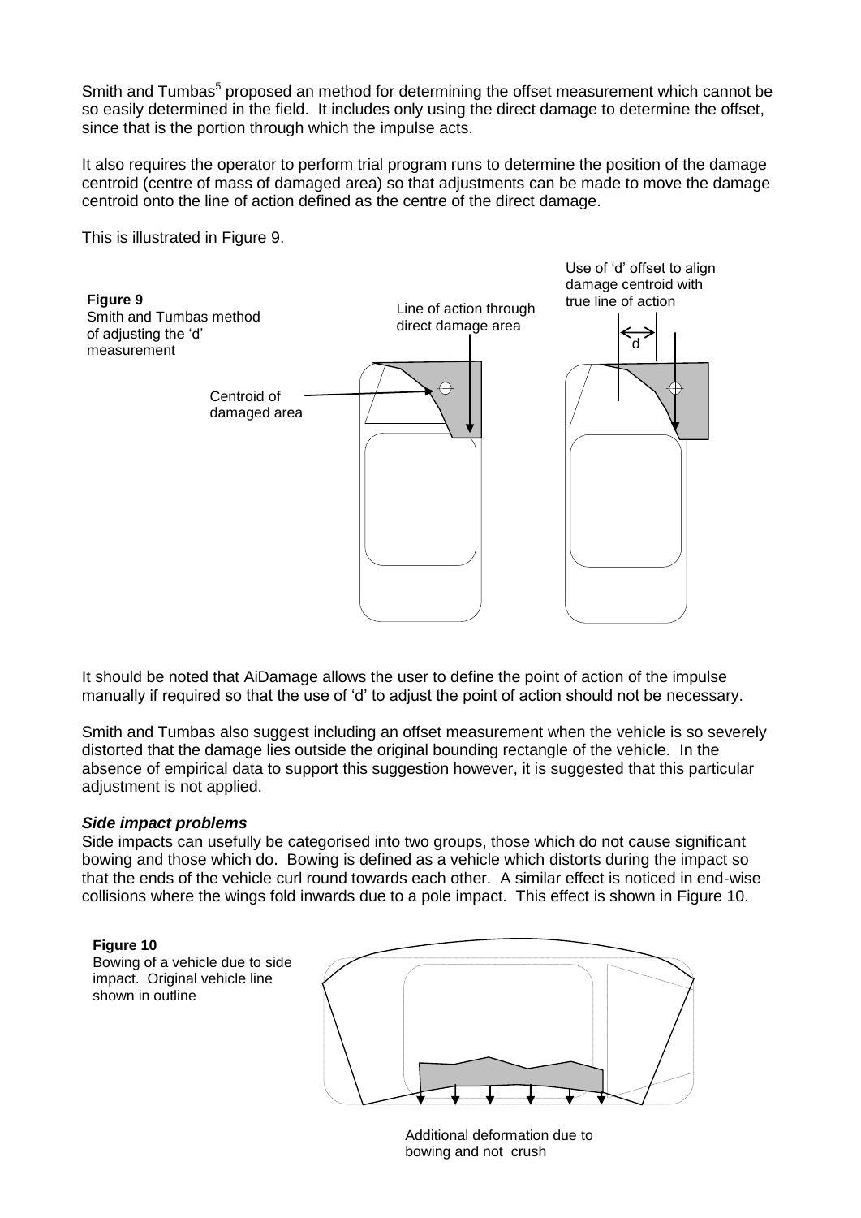Smith and Tumbas[5] proposed an method for determining the offset measurement which cannot be so easily determined in the field. It includes only using the direct damage to determine the offset, since that is the portion through which the impulse acts.

It also requires the operator to perform trial program runs to determine the position of the damage centroid (centre of mass of damaged area) so that adjustments can be made to move the damage centroid onto the line of action defined as the centre of the direct damage.

This is illustrated in Figure 9.

**Figure 9**
Smith and Tumbas method of adjusting the 'd' measurement

It should be noted that AiDamage allows the user to define the point of action of the impulse manually if required so that the use of 'd' to adjust the point of action should not be necessary.

Smith and Tumbas also suggest including an offset measurement when the vehicle is so severely distorted that the damage lies outside the original bounding rectangle of the vehicle. In the absence of empirical data to support this suggestion however, it is suggested that this particular adjustment is not applied.

### *Side impact problems*

Side impacts can usefully be categorised into two groups, those which do not cause significant bowing and those which do. Bowing is defined as a vehicle which distorts during the impact so that the ends of the vehicle curl round towards each other. A similar effect is noticed in end-wise collisions where the wings fold inwards due to a pole impact. This effect is shown in Figure 10.

**Figure 10**
Bowing of a vehicle due to side impact. Original vehicle line shown in outline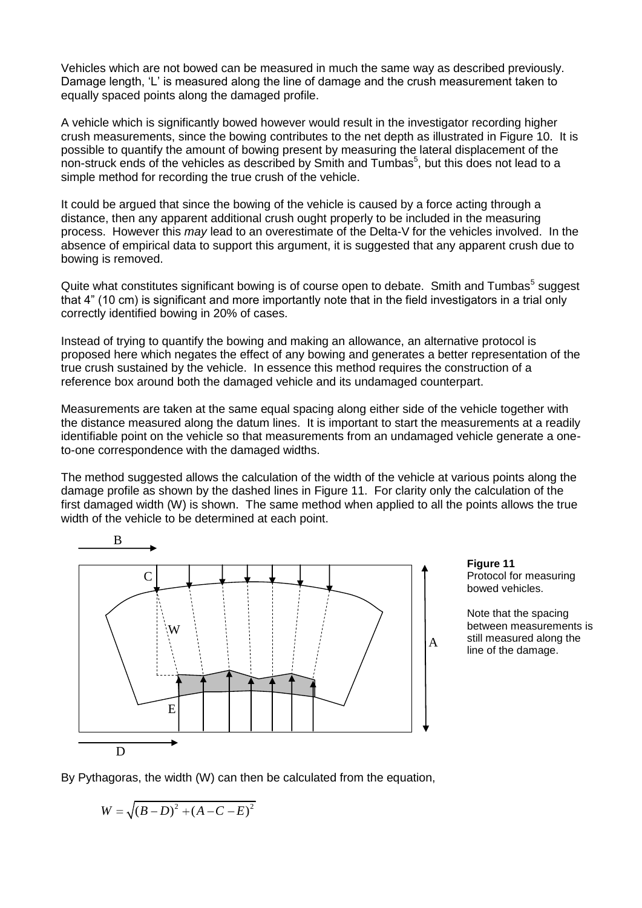Vehicles which are not bowed can be measured in much the same way as described previously. Damage length, 'L' is measured along the line of damage and the crush measurement taken to equally spaced points along the damaged profile.

A vehicle which is significantly bowed however would result in the investigator recording higher crush measurements, since the bowing contributes to the net depth as illustrated in Figure 10. It is possible to quantify the amount of bowing present by measuring the lateral displacement of the non-struck ends of the vehicles as described by Smith and Tumbas[5], but this does not lead to a simple method for recording the true crush of the vehicle.

It could be argued that since the bowing of the vehicle is caused by a force acting through a distance, then any apparent additional crush ought properly to be included in the measuring process. However this *may* lead to an overestimate of the Delta-V for the vehicles involved. In the absence of empirical data to support this argument, it is suggested that any apparent crush due to bowing is removed.

Quite what constitutes significant bowing is of course open to debate. Smith and Tumbas[5] suggest that 4" (10 cm) is significant and more importantly note that in the field investigators in a trial only correctly identified bowing in 20% of cases.

Instead of trying to quantify the bowing and making an allowance, an alternative protocol is proposed here which negates the effect of any bowing and generates a better representation of the true crush sustained by the vehicle. In essence this method requires the construction of a reference box around both the damaged vehicle and its undamaged counterpart.

Measurements are taken at the same equal spacing along either side of the vehicle together with the distance measured along the datum lines. It is important to start the measurements at a readily identifiable point on the vehicle so that measurements from an undamaged vehicle generate a one-to-one correspondence with the damaged widths.

The method suggested allows the calculation of the width of the vehicle at various points along the damage profile as shown by the dashed lines in Figure 11. For clarity only the calculation of the first damaged width (W) is shown. The same method when applied to all the points allows the true width of the vehicle to be determined at each point.

**Figure 11**
Protocol for measuring bowed vehicles.

Note that the spacing between measurements is still measured along the line of the damage.

By Pythagoras, the width (W) can then be calculated from the equation,

$$W = \sqrt{(B - D)^2 + (A - C - E)^2}$$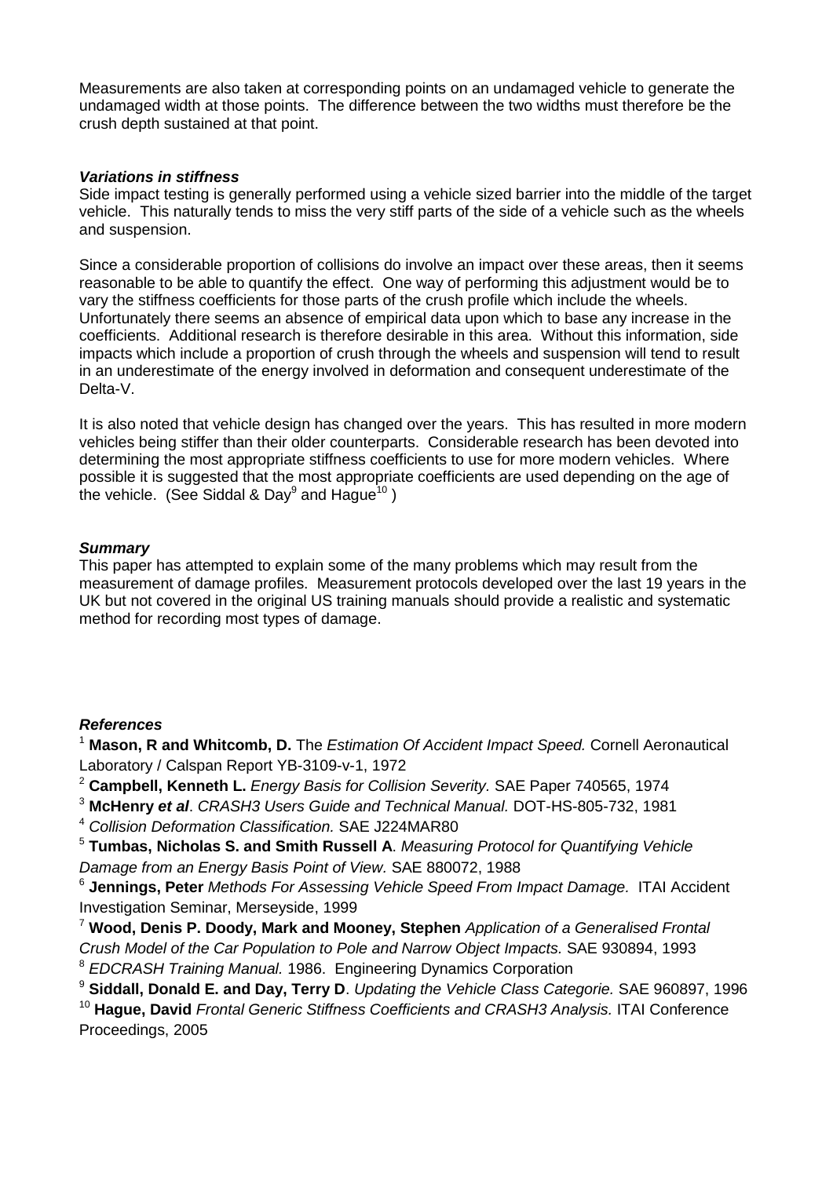Measurements are also taken at corresponding points on an undamaged vehicle to generate the undamaged width at those points. The difference between the two widths must therefore be the crush depth sustained at that point.

***Variations in stiffness***

Side impact testing is generally performed using a vehicle sized barrier into the middle of the target vehicle. This naturally tends to miss the very stiff parts of the side of a vehicle such as the wheels and suspension.

Since a considerable proportion of collisions do involve an impact over these areas, then it seems reasonable to be able to quantify the effect. One way of performing this adjustment would be to vary the stiffness coefficients for those parts of the crush profile which include the wheels. Unfortunately there seems an absence of empirical data upon which to base any increase in the coefficients. Additional research is therefore desirable in this area. Without this information, side impacts which include a proportion of crush through the wheels and suspension will tend to result in an underestimate of the energy involved in deformation and consequent underestimate of the Delta-V.

It is also noted that vehicle design has changed over the years. This has resulted in more modern vehicles being stiffer than their older counterparts. Considerable research has been devoted into determining the most appropriate stiffness coefficients to use for more modern vehicles. Where possible it is suggested that the most appropriate coefficients are used depending on the age of the vehicle. (See Siddal & Day[9] and Hague[10] )

***Summary***

This paper has attempted to explain some of the many problems which may result from the measurement of damage profiles. Measurement protocols developed over the last 19 years in the UK but not covered in the original US training manuals should provide a realistic and systematic method for recording most types of damage.

***References***

[1] **Mason, R and Whitcomb, D.** The *Estimation Of Accident Impact Speed.* Cornell Aeronautical Laboratory / Calspan Report YB-3109-v-1, 1972

[2] **Campbell, Kenneth L.** *Energy Basis for Collision Severity.* SAE Paper 740565, 1974

[3] **McHenry *et al***. *CRASH3 Users Guide and Technical Manual.* DOT-HS-805-732, 1981

[4] *Collision Deformation Classification.* SAE J224MAR80

[5] **Tumbas, Nicholas S. and Smith Russell A**. *Measuring Protocol for Quantifying Vehicle Damage from an Energy Basis Point of View.* SAE 880072, 1988

[6] **Jennings, Peter** *Methods For Assessing Vehicle Speed From Impact Damage.* ITAI Accident Investigation Seminar, Merseyside, 1999

[7] **Wood, Denis P. Doody, Mark and Mooney, Stephen** *Application of a Generalised Frontal Crush Model of the Car Population to Pole and Narrow Object Impacts.* SAE 930894, 1993

[8] *EDCRASH Training Manual.* 1986. Engineering Dynamics Corporation

[9] **Siddall, Donald E. and Day, Terry D**. *Updating the Vehicle Class Categorie.* SAE 960897, 1996

[10] **Hague, David** *Frontal Generic Stiffness Coefficients and CRASH3 Analysis.* ITAI Conference Proceedings, 2005